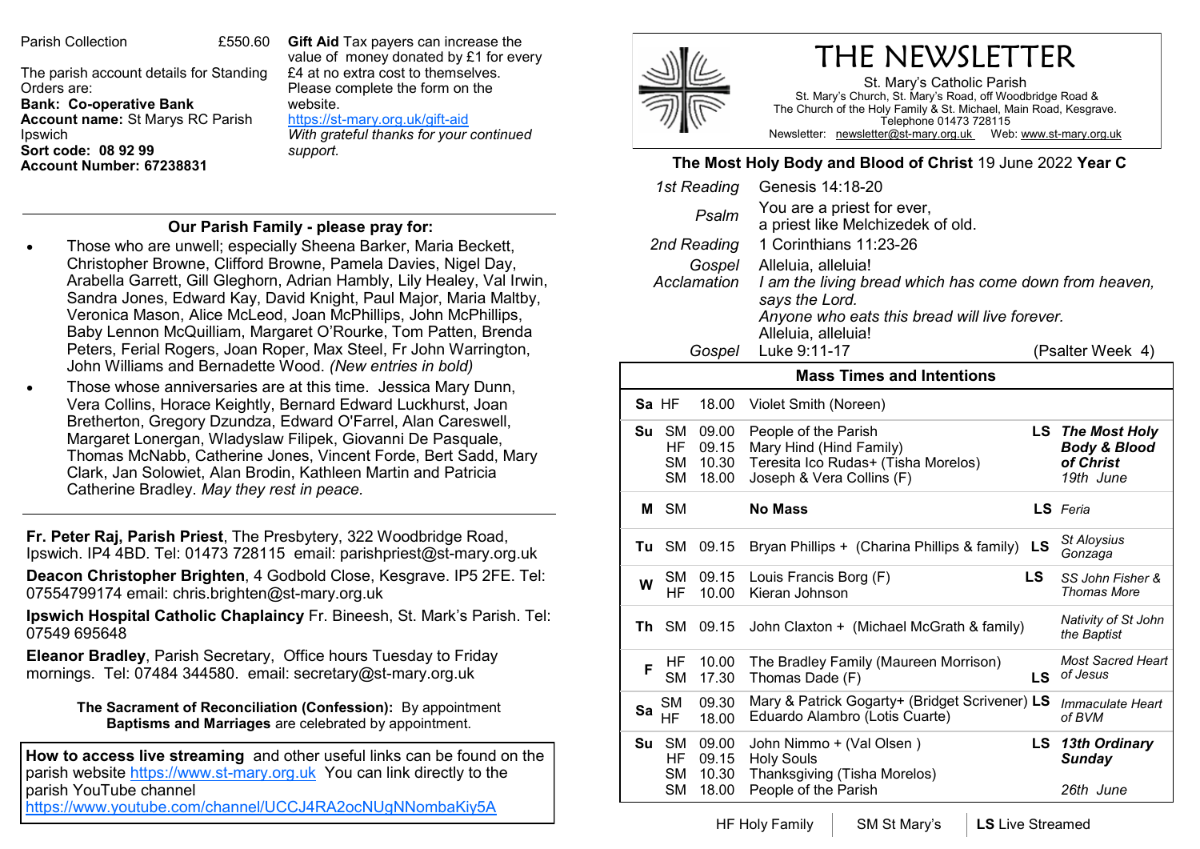Parish Collection £550.60

The parish account details for Standing Orders are:
**Bank: Co-operative Bank**
**Account name:** St Marys RC Parish Ipswich
**Sort code: 08 92 99**
**Account Number: 67238831**

**Gift Aid** Tax payers can increase the value of money donated by £1 for every £4 at no extra cost to themselves. Please complete the form on the website.
https://st-mary.org.uk/gift-aid
*With grateful thanks for your continued support.*

### Our Parish Family - please pray for:

- Those who are unwell; especially Sheena Barker, Maria Beckett, Christopher Browne, Clifford Browne, Pamela Davies, Nigel Day, Arabella Garrett, Gill Gleghorn, Adrian Hambly, Lily Healey, Val Irwin, Sandra Jones, Edward Kay, David Knight, Paul Major, Maria Maltby, Veronica Mason, Alice McLeod, Joan McPhillips, John McPhillips, Baby Lennon McQuilliam, Margaret O'Rourke, Tom Patten, Brenda Peters, Ferial Rogers, Joan Roper, Max Steel, Fr John Warrington, John Williams and Bernadette Wood. *(New entries in bold)*
- Those whose anniversaries are at this time. Jessica Mary Dunn, Vera Collins, Horace Keightly, Bernard Edward Luckhurst, Joan Bretherton, Gregory Dzundza, Edward O'Farrel, Alan Careswell, Margaret Lonergan, Wladyslaw Filipek, Giovanni De Pasquale, Thomas McNabb, Catherine Jones, Vincent Forde, Bert Sadd, Mary Clark, Jan Solowiet, Alan Brodin, Kathleen Martin and Patricia Catherine Bradley. *May they rest in peace.*

**Fr. Peter Raj, Parish Priest**, The Presbytery, 322 Woodbridge Road, Ipswich. IP4 4BD. Tel: 01473 728115 email: parishpriest@st-mary.org.uk

**Deacon Christopher Brighten**, 4 Godbold Close, Kesgrave. IP5 2FE. Tel: 07554799174 email: chris.brighten@st-mary.org.uk

**Ipswich Hospital Catholic Chaplaincy** Fr. Bineesh, St. Mark's Parish. Tel: 07549 695648

**Eleanor Bradley**, Parish Secretary, Office hours Tuesday to Friday mornings. Tel: 07484 344580. email: secretary@st-mary.org.uk

**The Sacrament of Reconciliation (Confession):** By appointment
**Baptisms and Marriages** are celebrated by appointment.

**How to access live streaming** and other useful links can be found on the parish website https://www.st-mary.org.uk You can link directly to the parish YouTube channel
https://www.youtube.com/channel/UCCJ4RA2ocNUgNNombaKiy5A

# THE NEWSLETTER

St. Mary's Catholic Parish
St. Mary's Church, St. Mary's Road, off Woodbridge Road &
The Church of the Holy Family & St. Michael, Main Road, Kesgrave.
Telephone 01473 728115
Newsletter: newsletter@st-mary.org.uk Web: www.st-mary.org.uk

## The Most Holy Body and Blood of Christ 19 June 2022 Year C

| | |
|---|---|
| *1st Reading* | Genesis 14:18-20 |
| *Psalm* | You are a priest for ever, a priest like Melchizedek of old. |
| *2nd Reading* | 1 Corinthians 11:23-26 |
| *Gospel Acclamation* | Alleluia, alleluia! *I am the living bread which has come down from heaven, says the Lord. Anyone who eats this bread will live forever.* Alleluia, alleluia! |
| *Gospel* | Luke 9:11-17 (Psalter Week 4) |

### Mass Times and Intentions

| Day | Church | Time | Intention | | Feast |
|---|---|---|---|---|---|
| **Sa** | HF | 18.00 | Violet Smith (Noreen) | | |
| **Su** | SM | 09.00 | People of the Parish | LS | ***The Most Holy Body & Blood of Christ*** *19th June* |
| | HF | 09.15 | Mary Hind (Hind Family) | | |
| | SM | 10.30 | Teresita Ico Rudas+ (Tisha Morelos) | | |
| | SM | 18.00 | Joseph & Vera Collins (F) | | |
| **M** | SM | | **No Mass** | LS | *Feria* |
| **Tu** | SM | 09.15 | Bryan Phillips + (Charina Phillips & family) | LS | *St Aloysius Gonzaga* |
| **W** | SM | 09.15 | Louis Francis Borg (F) | LS | *SS John Fisher & Thomas More* |
| | HF | 10.00 | Kieran Johnson | | |
| **Th** | SM | 09.15 | John Claxton + (Michael McGrath & family) | | *Nativity of St John the Baptist* |
| **F** | HF | 10.00 | The Bradley Family (Maureen Morrison) | | *Most Sacred Heart of Jesus* |
| | SM | 17.30 | Thomas Dade (F) | LS | |
| **Sa** | SM | 09.30 | Mary & Patrick Gogarty+ (Bridget Scrivener) | LS | *Immaculate Heart of BVM* |
| | HF | 18.00 | Eduardo Alambro (Lotis Cuarte) | | |
| **Su** | SM | 09.00 | John Nimmo + (Val Olsen ) | LS | ***13th Ordinary Sunday*** *26th June* |
| | HF | 09.15 | Holy Souls | | |
| | SM | 10.30 | Thanksgiving (Tisha Morelos) | | |
| | SM | 18.00 | People of the Parish | | |

HF Holy Family | SM St Mary's | **LS** Live Streamed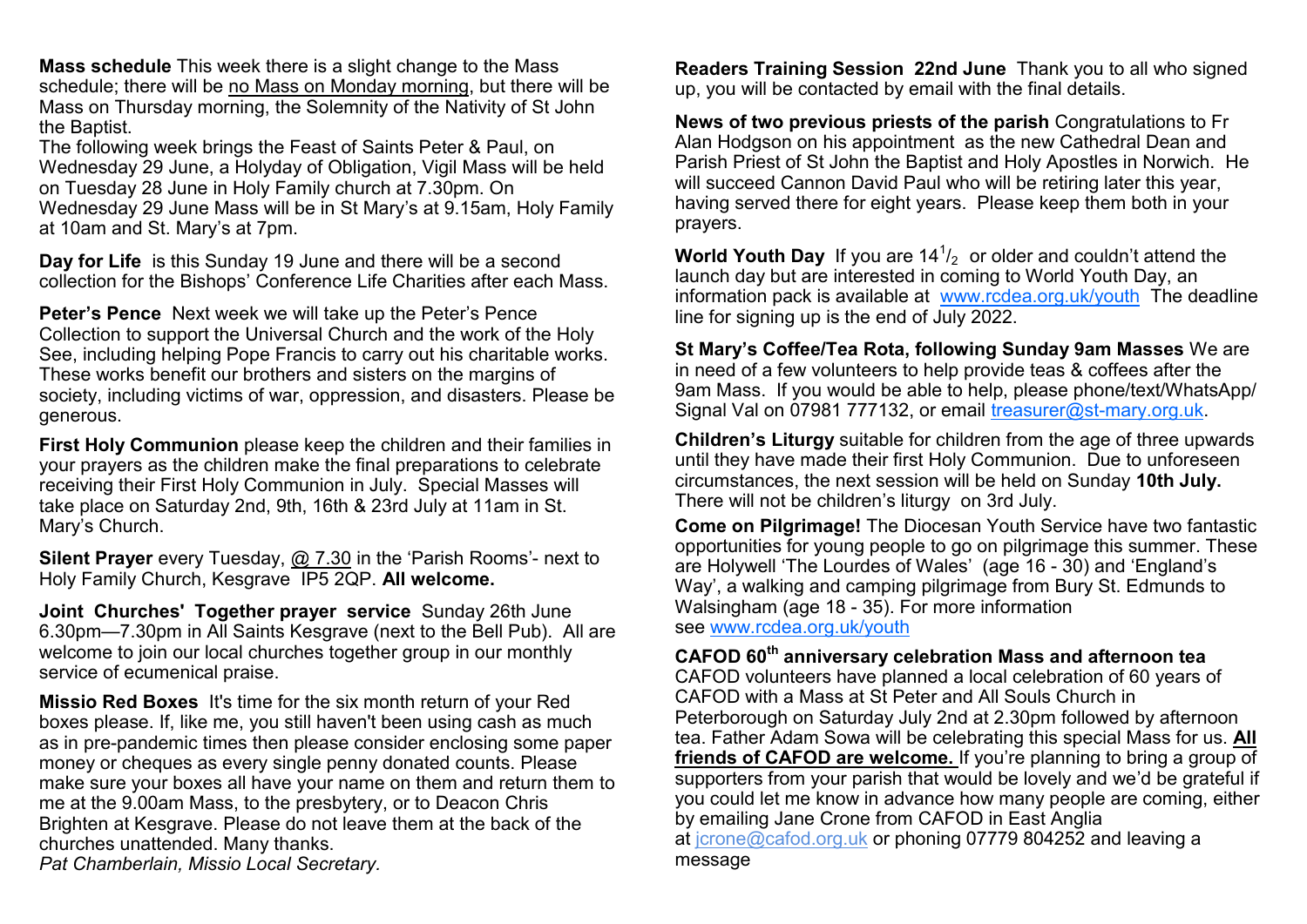**Mass schedule** This week there is a slight change to the Mass schedule; there will be no Mass on Monday morning, but there will be Mass on Thursday morning, the Solemnity of the Nativity of St John the Baptist.

The following week brings the Feast of Saints Peter & Paul, on Wednesday 29 June, a Holyday of Obligation, Vigil Mass will be held on Tuesday 28 June in Holy Family church at 7.30pm. On Wednesday 29 June Mass will be in St Mary's at 9.15am, Holy Family at 10am and St. Mary's at 7pm.

**Day for Life** is this Sunday 19 June and there will be a second collection for the Bishops' Conference Life Charities after each Mass.

**Peter's Pence** Next week we will take up the Peter's Pence Collection to support the Universal Church and the work of the Holy See, including helping Pope Francis to carry out his charitable works. These works benefit our brothers and sisters on the margins of society, including victims of war, oppression, and disasters. Please be generous.

**First Holy Communion** please keep the children and their families in your prayers as the children make the final preparations to celebrate receiving their First Holy Communion in July. Special Masses will take place on Saturday 2nd, 9th, 16th & 23rd July at 11am in St. Mary's Church.

**Silent Prayer** every Tuesday, @ 7.30 in the 'Parish Rooms'- next to Holy Family Church, Kesgrave IP5 2QP. **All welcome.**

**Joint Churches' Together prayer service** Sunday 26th June 6.30pm—7.30pm in All Saints Kesgrave (next to the Bell Pub). All are welcome to join our local churches together group in our monthly service of ecumenical praise.

**Missio Red Boxes** It's time for the six month return of your Red boxes please. If, like me, you still haven't been using cash as much as in pre-pandemic times then please consider enclosing some paper money or cheques as every single penny donated counts. Please make sure your boxes all have your name on them and return them to me at the 9.00am Mass, to the presbytery, or to Deacon Chris Brighten at Kesgrave. Please do not leave them at the back of the churches unattended. Many thanks.
*Pat Chamberlain, Missio Local Secretary.*

**Readers Training Session 22nd June** Thank you to all who signed up, you will be contacted by email with the final details.

**News of two previous priests of the parish** Congratulations to Fr Alan Hodgson on his appointment as the new Cathedral Dean and Parish Priest of St John the Baptist and Holy Apostles in Norwich. He will succeed Cannon David Paul who will be retiring later this year, having served there for eight years. Please keep them both in your prayers.

**World Youth Day** If you are 14½ or older and couldn't attend the launch day but are interested in coming to World Youth Day, an information pack is available at www.rcdea.org.uk/youth The deadline line for signing up is the end of July 2022.

**St Mary's Coffee/Tea Rota, following Sunday 9am Masses** We are in need of a few volunteers to help provide teas & coffees after the 9am Mass. If you would be able to help, please phone/text/WhatsApp/Signal Val on 07981 777132, or email treasurer@st-mary.org.uk.

**Children's Liturgy** suitable for children from the age of three upwards until they have made their first Holy Communion. Due to unforeseen circumstances, the next session will be held on Sunday **10th July.** There will not be children's liturgy on 3rd July.

**Come on Pilgrimage!** The Diocesan Youth Service have two fantastic opportunities for young people to go on pilgrimage this summer. These are Holywell 'The Lourdes of Wales' (age 16 - 30) and 'England's Way', a walking and camping pilgrimage from Bury St. Edmunds to Walsingham (age 18 - 35). For more information see www.rcdea.org.uk/youth

**CAFOD 60th anniversary celebration Mass and afternoon tea**
CAFOD volunteers have planned a local celebration of 60 years of CAFOD with a Mass at St Peter and All Souls Church in Peterborough on Saturday July 2nd at 2.30pm followed by afternoon tea. Father Adam Sowa will be celebrating this special Mass for us. **All friends of CAFOD are welcome.** If you're planning to bring a group of supporters from your parish that would be lovely and we'd be grateful if you could let me know in advance how many people are coming, either by emailing Jane Crone from CAFOD in East Anglia at jcrone@cafod.org.uk or phoning 07779 804252 and leaving a message